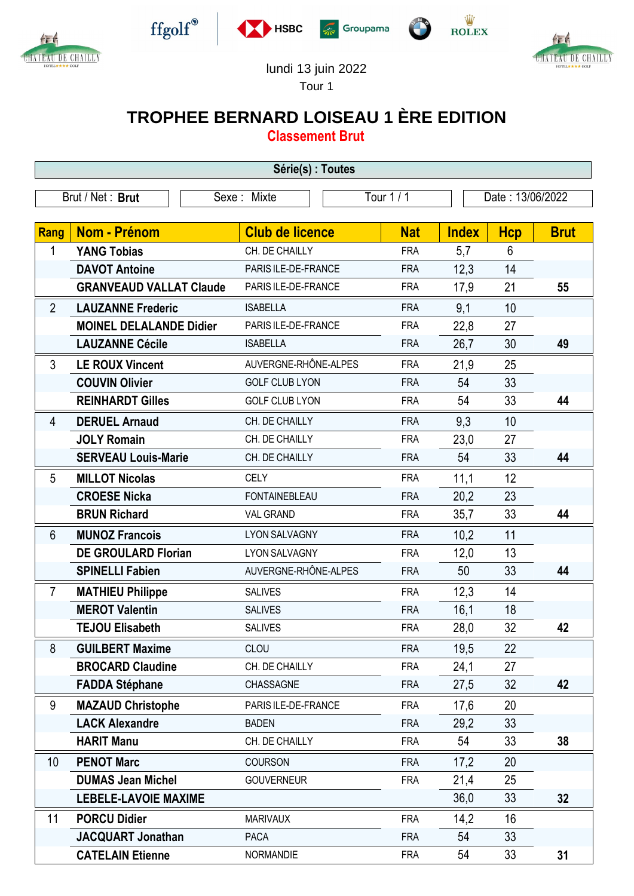lundi 13 juin 2022

Tour 1

# TROPHEE BERNARD LOISEAU 1 ÈRE EDITION

## Classement Brut

Série(s) : Toutes

| Brut / Net : **Brut** | Sexe : Mixte | Tour 1 / 1 | Date : 13/06/2022 |
|---|---|---|---|

| Rang | Nom - Prénom | Club de licence | Nat | Index | Hcp | Brut |
|---|---|---|---|---|---|---|
| 1 | **YANG Tobias** | CH. DE CHAILLY | FRA | 5,7 | 6 | |
| | **DAVOT Antoine** | PARIS ILE-DE-FRANCE | FRA | 12,3 | 14 | |
| | **GRANVEAUD VALLAT Claude** | PARIS ILE-DE-FRANCE | FRA | 17,9 | 21 | **55** |
| 2 | **LAUZANNE Frederic** | ISABELLA | FRA | 9,1 | 10 | |
| | **MOINEL DELALANDE Didier** | PARIS ILE-DE-FRANCE | FRA | 22,8 | 27 | |
| | **LAUZANNE Cécile** | ISABELLA | FRA | 26,7 | 30 | **49** |
| 3 | **LE ROUX Vincent** | AUVERGNE-RHÔNE-ALPES | FRA | 21,9 | 25 | |
| | **COUVIN Olivier** | GOLF CLUB LYON | FRA | 54 | 33 | |
| | **REINHARDT Gilles** | GOLF CLUB LYON | FRA | 54 | 33 | **44** |
| 4 | **DERUEL Arnaud** | CH. DE CHAILLY | FRA | 9,3 | 10 | |
| | **JOLY Romain** | CH. DE CHAILLY | FRA | 23,0 | 27 | |
| | **SERVEAU Louis-Marie** | CH. DE CHAILLY | FRA | 54 | 33 | **44** |
| 5 | **MILLOT Nicolas** | CELY | FRA | 11,1 | 12 | |
| | **CROESE Nicka** | FONTAINEBLEAU | FRA | 20,2 | 23 | |
| | **BRUN Richard** | VAL GRAND | FRA | 35,7 | 33 | **44** |
| 6 | **MUNOZ Francois** | LYON SALVAGNY | FRA | 10,2 | 11 | |
| | **DE GROULARD Florian** | LYON SALVAGNY | FRA | 12,0 | 13 | |
| | **SPINELLI Fabien** | AUVERGNE-RHÔNE-ALPES | FRA | 50 | 33 | **44** |
| 7 | **MATHIEU Philippe** | SALIVES | FRA | 12,3 | 14 | |
| | **MEROT Valentin** | SALIVES | FRA | 16,1 | 18 | |
| | **TEJOU Elisabeth** | SALIVES | FRA | 28,0 | 32 | **42** |
| 8 | **GUILBERT Maxime** | CLOU | FRA | 19,5 | 22 | |
| | **BROCARD Claudine** | CH. DE CHAILLY | FRA | 24,1 | 27 | |
| | **FADDA Stéphane** | CHASSAGNE | FRA | 27,5 | 32 | **42** |
| 9 | **MAZAUD Christophe** | PARIS ILE-DE-FRANCE | FRA | 17,6 | 20 | |
| | **LACK Alexandre** | BADEN | FRA | 29,2 | 33 | |
| | **HARIT Manu** | CH. DE CHAILLY | FRA | 54 | 33 | **38** |
| 10 | **PENOT Marc** | COURSON | FRA | 17,2 | 20 | |
| | **DUMAS Jean Michel** | GOUVERNEUR | FRA | 21,4 | 25 | |
| | **LEBELE-LAVOIE MAXIME** | | | 36,0 | 33 | **32** |
| 11 | **PORCU Didier** | MARIVAUX | FRA | 14,2 | 16 | |
| | **JACQUART Jonathan** | PACA | FRA | 54 | 33 | |
| | **CATELAIN Etienne** | NORMANDIE | FRA | 54 | 33 | **31** |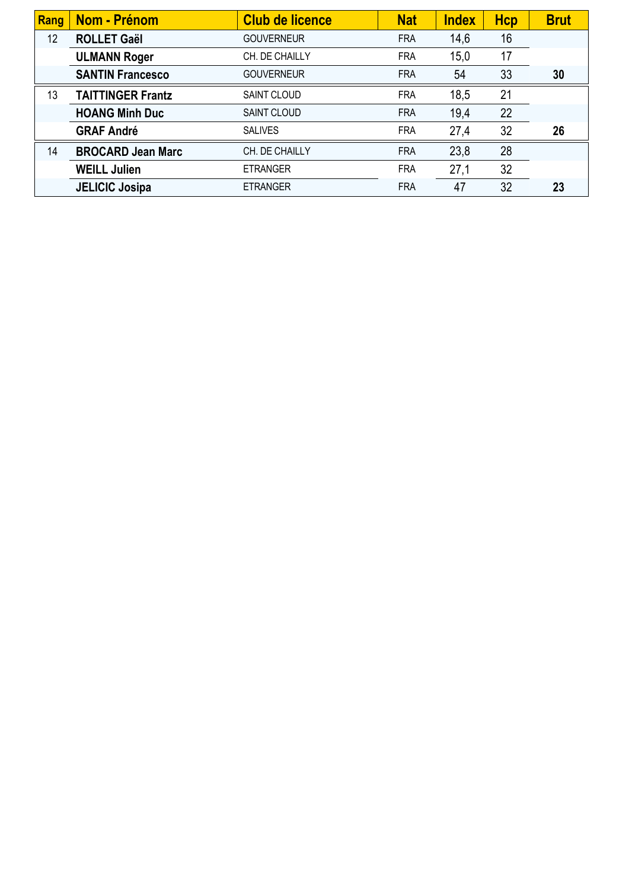| Rang | Nom - Prénom | Club de licence | Nat | Index | Hcp | Brut |
|---|---|---|---|---|---|---|
| 12 | **ROLLET Gaël** | GOUVERNEUR | FRA | 14,6 | 16 | |
| | **ULMANN Roger** | CH. DE CHAILLY | FRA | 15,0 | 17 | |
| | **SANTIN Francesco** | GOUVERNEUR | FRA | 54 | 33 | **30** |
| 13 | **TAITTINGER Frantz** | SAINT CLOUD | FRA | 18,5 | 21 | |
| | **HOANG Minh Duc** | SAINT CLOUD | FRA | 19,4 | 22 | |
| | **GRAF André** | SALIVES | FRA | 27,4 | 32 | **26** |
| 14 | **BROCARD Jean Marc** | CH. DE CHAILLY | FRA | 23,8 | 28 | |
| | **WEILL Julien** | ETRANGER | FRA | 27,1 | 32 | |
| | **JELICIC Josipa** | ETRANGER | FRA | 47 | 32 | **23** |